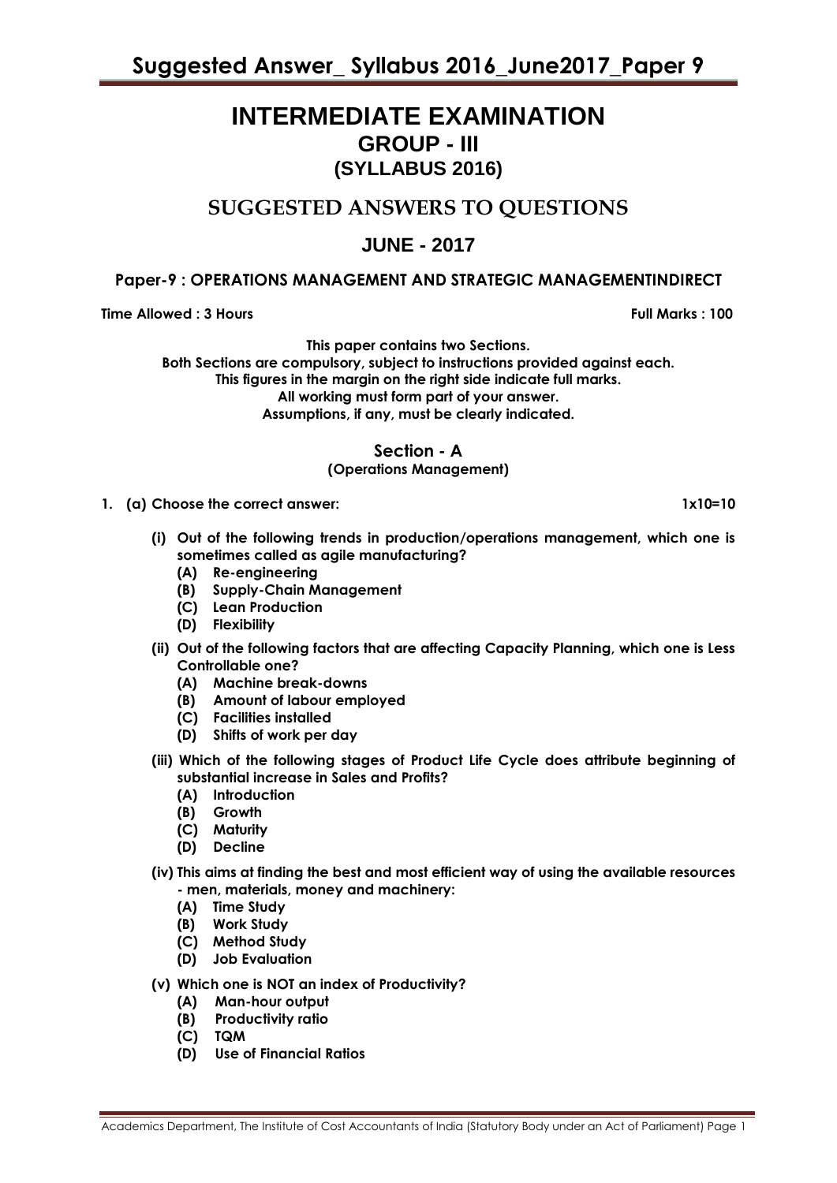# INTERMEDIATE EXAMINATION

## GROUP - III

## (SYLLABUS 2016)

## SUGGESTED ANSWERS TO QUESTIONS

## JUNE - 2017

### Paper-9 : OPERATIONS MANAGEMENT AND STRATEGIC MANAGEMENTINDIRECT

**Time Allowed : 3 Hours** **Full Marks : 100**

**This paper contains two Sections.**
**Both Sections are compulsory, subject to instructions provided against each.**
**This figures in the margin on the right side indicate full marks.**
**All working must form part of your answer.**
**Assumptions, if any, must be clearly indicated.**

### Section - A
**(Operations Management)**

**1. (a) Choose the correct answer: 1x10=10**

**(i) Out of the following trends in production/operations management, which one is sometimes called as agile manufacturing?**
- **(A) Re-engineering**
- **(B) Supply-Chain Management**
- **(C) Lean Production**
- **(D) Flexibility**

**(ii) Out of the following factors that are affecting Capacity Planning, which one is Less Controllable one?**
- **(A) Machine break-downs**
- **(B) Amount of labour employed**
- **(C) Facilities installed**
- **(D) Shifts of work per day**

**(iii) Which of the following stages of Product Life Cycle does attribute beginning of substantial increase in Sales and Profits?**
- **(A) Introduction**
- **(B) Growth**
- **(C) Maturity**
- **(D) Decline**

**(iv) This aims at finding the best and most efficient way of using the available resources - men, materials, money and machinery:**
- **(A) Time Study**
- **(B) Work Study**
- **(C) Method Study**
- **(D) Job Evaluation**

**(v) Which one is NOT an index of Productivity?**
- **(A) Man-hour output**
- **(B) Productivity ratio**
- **(C) TQM**
- **(D) Use of Financial Ratios**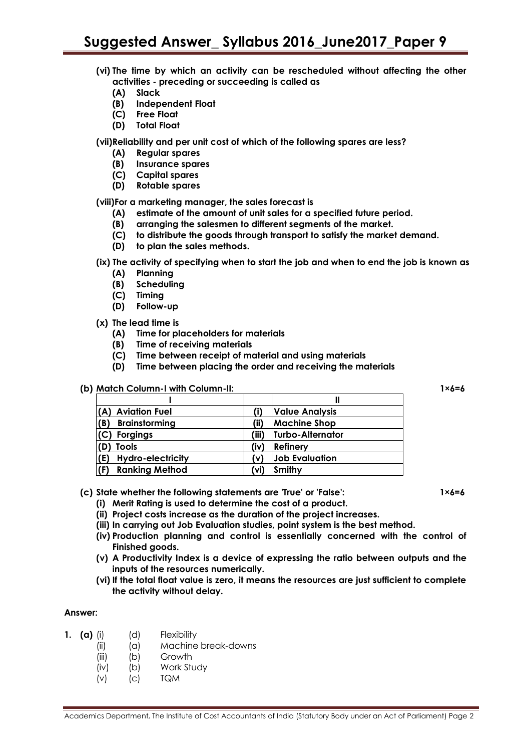**(vi) The time by which an activity can be rescheduled without affecting the other activities - preceding or succeeding is called as**

- **(A) Slack**
- **(B) Independent Float**
- **(C) Free Float**
- **(D) Total Float**

**(vii) Reliability and per unit cost of which of the following spares are less?**

- **(A) Regular spares**
- **(B) Insurance spares**
- **(C) Capital spares**
- **(D) Rotable spares**

**(viii) For a marketing manager, the sales forecast is**

- **(A) estimate of the amount of unit sales for a specified future period.**
- **(B) arranging the salesmen to different segments of the market.**
- **(C) to distribute the goods through transport to satisfy the market demand.**
- **(D) to plan the sales methods.**

**(ix) The activity of specifying when to start the job and when to end the job is known as**

- **(A) Planning**
- **(B) Scheduling**
- **(C) Timing**
- **(D) Follow-up**

**(x) The lead time is**

- **(A) Time for placeholders for materials**
- **(B) Time of receiving materials**
- **(C) Time between receipt of material and using materials**
- **(D) Time between placing the order and receiving the materials**

**(b) Match Column-I with Column-II:** **1×6=6**

| I | | II |
|---|---|---|
| (A) Aviation Fuel | (i) | Value Analysis |
| (B) Brainstorming | (ii) | Machine Shop |
| (C) Forgings | (iii) | Turbo-Alternator |
| (D) Tools | (iv) | Refinery |
| (E) Hydro-electricity | (v) | Job Evaluation |
| (F) Ranking Method | (vi) | Smithy |

**(c) State whether the following statements are 'True' or 'False':** **1×6=6**

- **(i) Merit Rating is used to determine the cost of a product.**
- **(ii) Project costs increase as the duration of the project increases.**
- **(iii) In carrying out Job Evaluation studies, point system is the best method.**
- **(iv) Production planning and control is essentially concerned with the control of Finished goods.**
- **(v) A Productivity Index is a device of expressing the ratio between outputs and the inputs of the resources numerically.**
- **(vi) If the total float value is zero, it means the resources are just sufficient to complete the activity without delay.**

**Answer:**

**1. (a)**

| | | |
|---|---|---|
| (i) | (d) | Flexibility |
| (ii) | (a) | Machine break-downs |
| (iii) | (b) | Growth |
| (iv) | (b) | Work Study |
| (v) | (c) | TQM |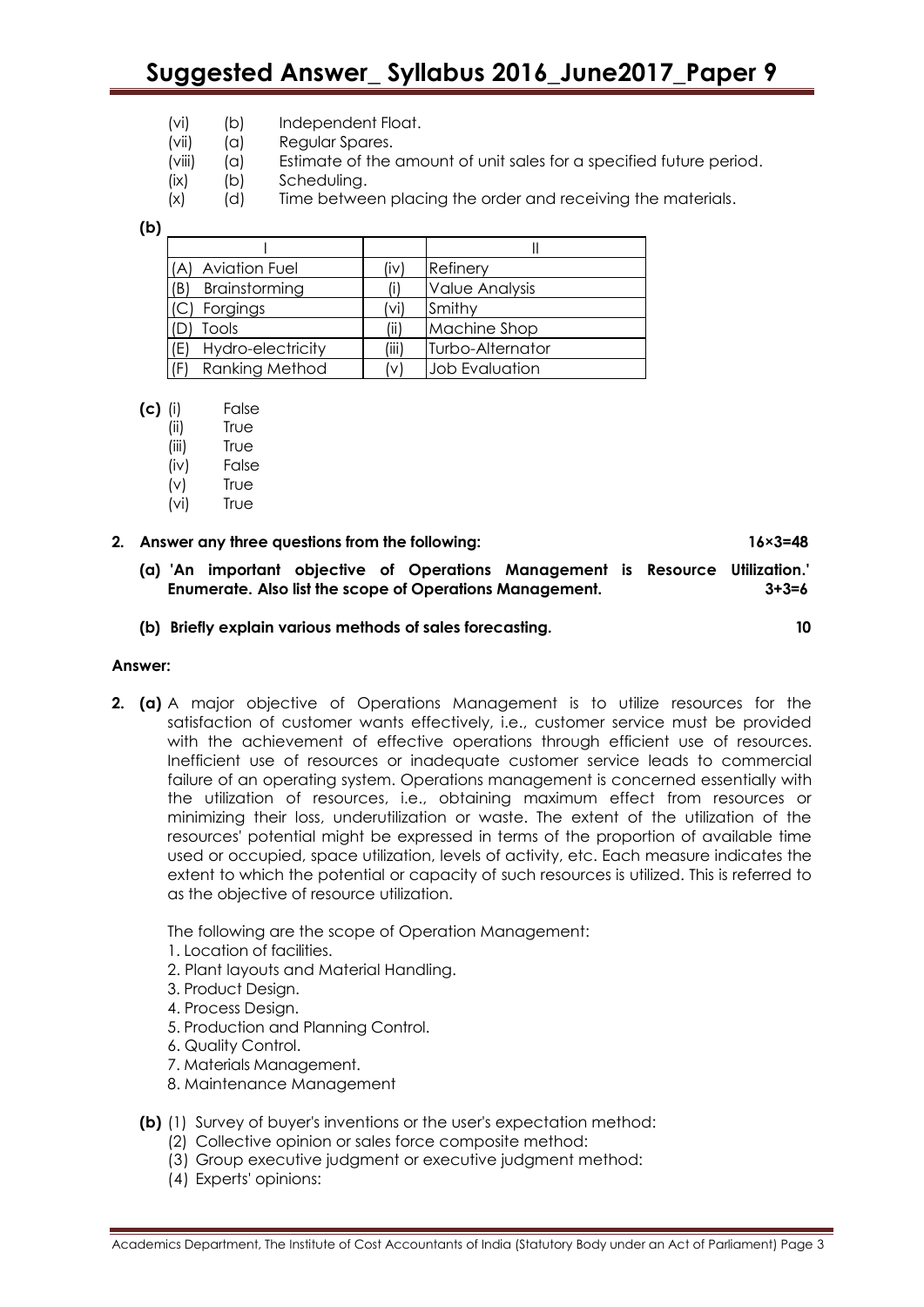(vi) (b) Independent Float.
(vii) (a) Regular Spares.
(viii) (a) Estimate of the amount of unit sales for a specified future period.
(ix) (b) Scheduling.
(x) (d) Time between placing the order and receiving the materials.

**(b)**

| I | | II |
|---|---|---|
| (A) Aviation Fuel | (iv) | Refinery |
| (B) Brainstorming | (i) | Value Analysis |
| (C) Forgings | (vi) | Smithy |
| (D) Tools | (ii) | Machine Shop |
| (E) Hydro-electricity | (iii) | Turbo-Alternator |
| (F) Ranking Method | (v) | Job Evaluation |

**(c)** (i) False
(ii) True
(iii) True
(iv) False
(v) True
(vi) True

**2. Answer any three questions from the following: 16×3=48**

**(a) 'An important objective of Operations Management is Resource Utilization.' Enumerate. Also list the scope of Operations Management. 3+3=6**

**(b) Briefly explain various methods of sales forecasting. 10**

**Answer:**

**2. (a)** A major objective of Operations Management is to utilize resources for the satisfaction of customer wants effectively, i.e., customer service must be provided with the achievement of effective operations through efficient use of resources. Inefficient use of resources or inadequate customer service leads to commercial failure of an operating system. Operations management is concerned essentially with the utilization of resources, i.e., obtaining maximum effect from resources or minimizing their loss, underutilization or waste. The extent of the utilization of the resources' potential might be expressed in terms of the proportion of available time used or occupied, space utilization, levels of activity, etc. Each measure indicates the extent to which the potential or capacity of such resources is utilized. This is referred to as the objective of resource utilization.

The following are the scope of Operation Management:
1. Location of facilities.
2. Plant layouts and Material Handling.
3. Product Design.
4. Process Design.
5. Production and Planning Control.
6. Quality Control.
7. Materials Management.
8. Maintenance Management

**(b)** (1) Survey of buyer's inventions or the user's expectation method:
(2) Collective opinion or sales force composite method:
(3) Group executive judgment or executive judgment method:
(4) Experts' opinions: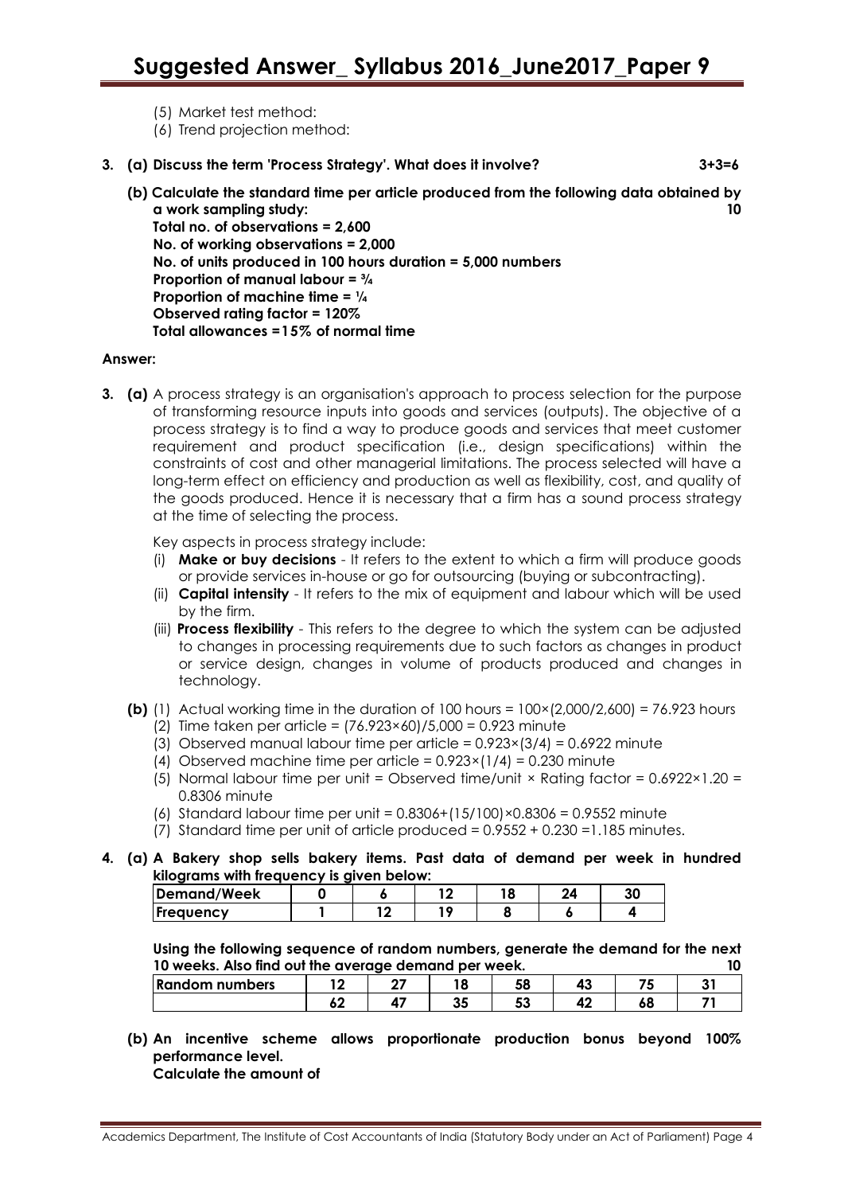(5) Market test method:

(6) Trend projection method:

**3. (a) Discuss the term 'Process Strategy'. What does it involve? 3+3=6**

**(b) Calculate the standard time per article produced from the following data obtained by a work sampling study: 10**

**Total no. of observations = 2,600**
**No. of working observations = 2,000**
**No. of units produced in 100 hours duration = 5,000 numbers**
**Proportion of manual labour = ¾**
**Proportion of machine time = ¼**
**Observed rating factor = 120%**
**Total allowances =15% of normal time**

**Answer:**

**3. (a)** A process strategy is an organisation's approach to process selection for the purpose of transforming resource inputs into goods and services (outputs). The objective of a process strategy is to find a way to produce goods and services that meet customer requirement and product specification (i.e., design specifications) within the constraints of cost and other managerial limitations. The process selected will have a long-term effect on efficiency and production as well as flexibility, cost, and quality of the goods produced. Hence it is necessary that a firm has a sound process strategy at the time of selecting the process.

Key aspects in process strategy include:

(i) **Make or buy decisions** - It refers to the extent to which a firm will produce goods or provide services in-house or go for outsourcing (buying or subcontracting).

(ii) **Capital intensity** - It refers to the mix of equipment and labour which will be used by the firm.

(iii) **Process flexibility** - This refers to the degree to which the system can be adjusted to changes in processing requirements due to such factors as changes in product or service design, changes in volume of products produced and changes in technology.

**(b)** (1) Actual working time in the duration of 100 hours = $100 \times (2,000/2,600) = 76.923$ hours

(2) Time taken per article = $(76.923 \times 60)/5,000 = 0.923$ minute

(3) Observed manual labour time per article = $0.923 \times (3/4) = 0.6922$ minute

(4) Observed machine time per article = $0.923 \times (1/4) = 0.230$ minute

(5) Normal labour time per unit = Observed time/unit × Rating factor = $0.6922 \times 1.20 = 0.8306$ minute

(6) Standard labour time per unit = $0.8306 + (15/100) \times 0.8306 = 0.9552$ minute

(7) Standard time per unit of article produced = $0.9552 + 0.230 = 1.185$ minutes.

**4. (a) A Bakery shop sells bakery items. Past data of demand per week in hundred kilograms with frequency is given below:**

| Demand/Week | 0 | 6 | 12 | 18 | 24 | 30 |
|---|---|---|---|---|---|---|
| Frequency | 1 | 12 | 19 | 8 | 6 | 4 |

**Using the following sequence of random numbers, generate the demand for the next 10 weeks. Also find out the average demand per week. 10**

| Random numbers | 12 | 27 | 18 | 58 | 43 | 75 | 31 |
|---|---|---|---|---|---|---|---|
| | 62 | 47 | 35 | 53 | 42 | 68 | 71 |

**(b) An incentive scheme allows proportionate production bonus beyond 100% performance level.**
**Calculate the amount of**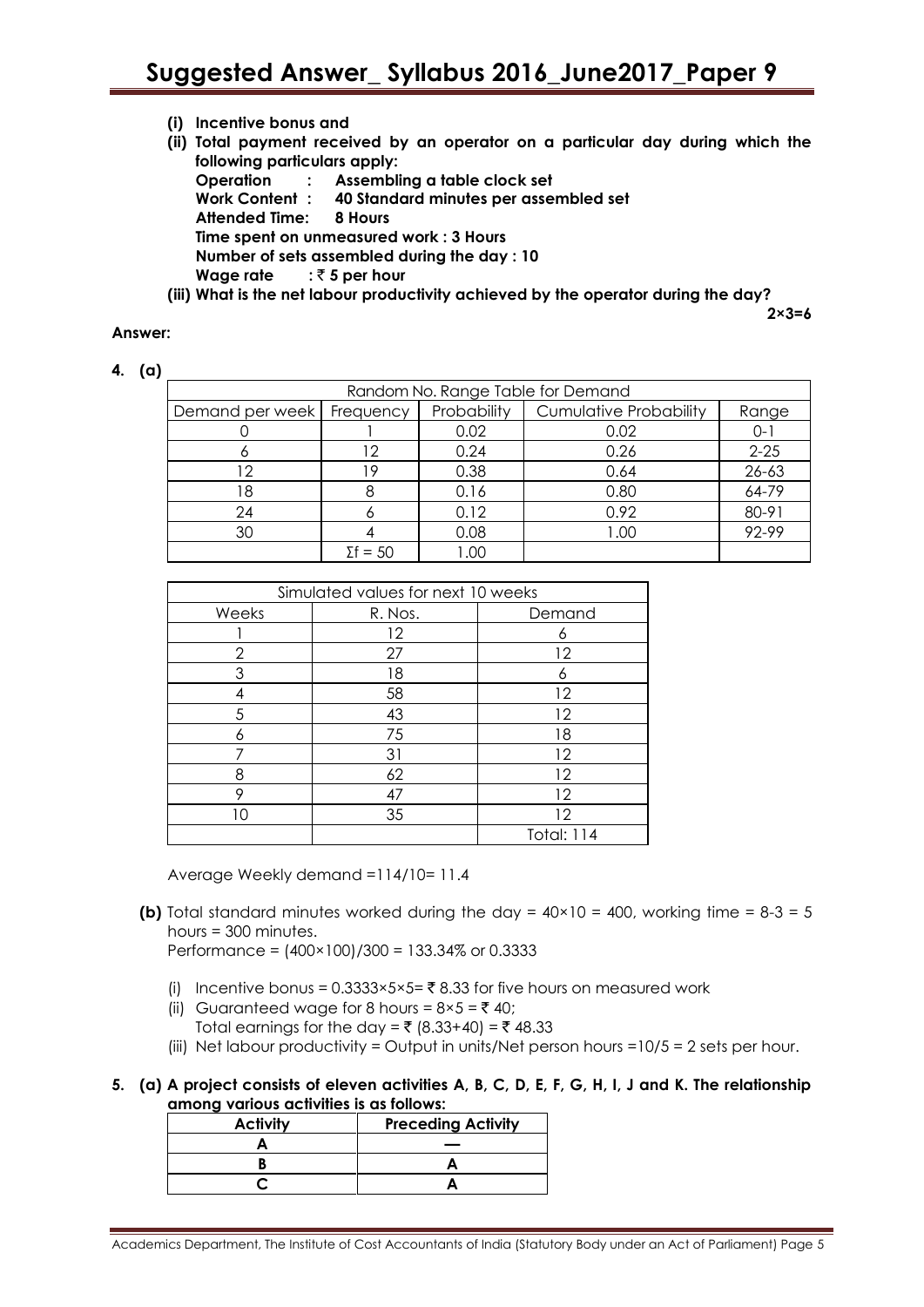**(i) Incentive bonus and**

**(ii) Total payment received by an operator on a particular day during which the following particulars apply:**

**Operation : Assembling a table clock set**
**Work Content : 40 Standard minutes per assembled set**
**Attended Time: 8 Hours**
**Time spent on unmeasured work : 3 Hours**
**Number of sets assembled during the day : 10**
**Wage rate : ₹ 5 per hour**

**(iii) What is the net labour productivity achieved by the operator during the day?**

**2×3=6**

**Answer:**

**4. (a)**

| Random No. Range Table for Demand | | | | |
|---|---|---|---|---|
| Demand per week | Frequency | Probability | Cumulative Probability | Range |
| 0 | 1 | 0.02 | 0.02 | 0-1 |
| 6 | 12 | 0.24 | 0.26 | 2-25 |
| 12 | 19 | 0.38 | 0.64 | 26-63 |
| 18 | 8 | 0.16 | 0.80 | 64-79 |
| 24 | 6 | 0.12 | 0.92 | 80-91 |
| 30 | 4 | 0.08 | 1.00 | 92-99 |
| | Σf = 50 | 1.00 | | |

| Simulated values for next 10 weeks | | |
|---|---|---|
| Weeks | R. Nos. | Demand |
| 1 | 12 | 6 |
| 2 | 27 | 12 |
| 3 | 18 | 6 |
| 4 | 58 | 12 |
| 5 | 43 | 12 |
| 6 | 75 | 18 |
| 7 | 31 | 12 |
| 8 | 62 | 12 |
| 9 | 47 | 12 |
| 10 | 35 | 12 |
| | | Total: 114 |

Average Weekly demand =114/10= 11.4

**(b)** Total standard minutes worked during the day = 40×10 = 400, working time = 8-3 = 5 hours = 300 minutes.
Performance = (400×100)/300 = 133.34% or 0.3333

(i) Incentive bonus = 0.3333×5×5= ₹ 8.33 for five hours on measured work

(ii) Guaranteed wage for 8 hours = 8×5 = ₹ 40;
Total earnings for the day = ₹ (8.33+40) = ₹ 48.33

(iii) Net labour productivity = Output in units/Net person hours =10/5 = 2 sets per hour.

**5. (a) A project consists of eleven activities A, B, C, D, E, F, G, H, I, J and K. The relationship among various activities is as follows:**

| Activity | Preceding Activity |
|---|---|
| A | — |
| B | A |
| C | A |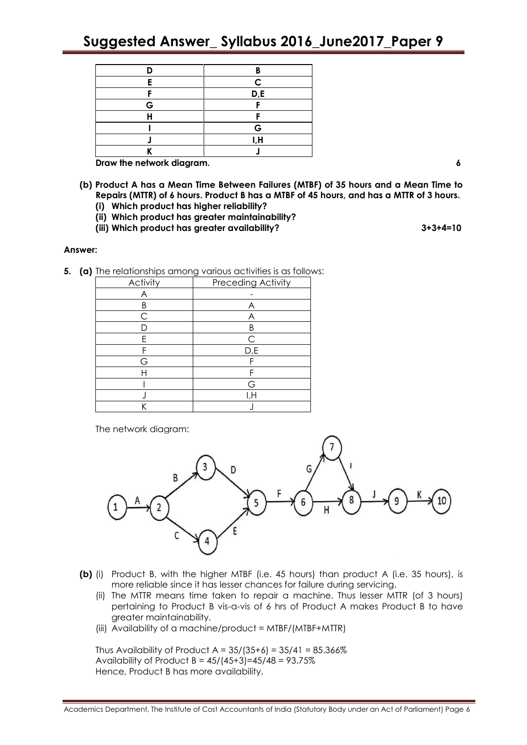| D | B |
|---|---|
| E | C |
| F | D,E |
| G | F |
| H | F |
| I | G |
| J | I,H |
| K | J |

**Draw the network diagram.** **6**

**(b) Product A has a Mean Time Between Failures (MTBF) of 35 hours and a Mean Time to Repairs (MTTR) of 6 hours. Product B has a MTBF of 45 hours, and has a MTTR of 3 hours.**

**(i) Which product has higher reliability?**

**(ii) Which product has greater maintainability?**

**(iii) Which product has greater availability?** **3+3+4=10**

**Answer:**

**5. (a)** The relationships among various activities is as follows:

| Activity | Preceding Activity |
|---|---|
| A | - |
| B | A |
| C | A |
| D | B |
| E | C |
| F | D,E |
| G | F |
| H | F |
| I | G |
| J | I,H |
| K | J |

The network diagram:

```
            (3)
          B/   \D
(1)--A-->(2)     (5)--F-->(6)--G-->(7)
          C\   /E          \         \I
            (4)             \--H-->(8)<-/--J-->(9)--K-->(10)
```

Events: 1 →A→ 2; 2 →B→ 3; 2 →C→ 4; 3 →D→ 5; 4 →E→ 5; 5 →F→ 6; 6 →G→ 7; 7 →I→ 8; 6 →H→ 8; 8 →J→ 9; 9 →K→ 10.

**(b)** (i) Product B, with the higher MTBF (i.e. 45 hours) than product A (i.e. 35 hours), is more reliable since it has lesser chances for failure during servicing.

(ii) The MTTR means time taken to repair a machine. Thus lesser MTTR (of 3 hours) pertaining to Product B vis-a-vis of 6 hrs of Product A makes Product B to have greater maintainability.

(iii) Availability of a machine/product = MTBF/(MTBF+MTTR)

Thus Availability of Product A = 35/(35+6) = 35/41 = 85.366%
Availability of Product B = 45/(45+3)=45/48 = 93.75%
Hence, Product B has more availability.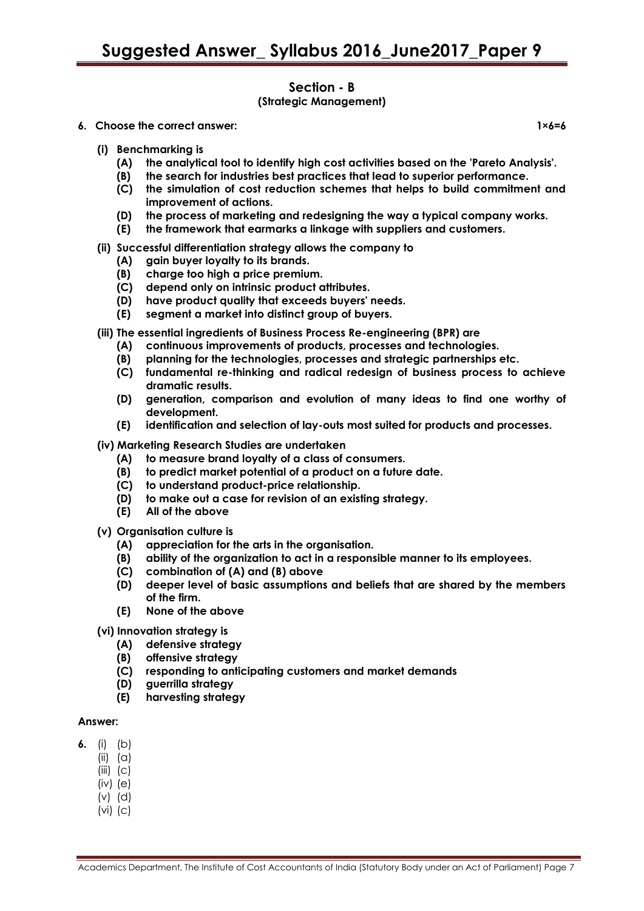## Section - B
### (Strategic Management)

**6. Choose the correct answer:** **1×6=6**

**(i) Benchmarking is**

- **(A) the analytical tool to identify high cost activities based on the 'Pareto Analysis'.**
- **(B) the search for industries best practices that lead to superior performance.**
- **(C) the simulation of cost reduction schemes that helps to build commitment and improvement of actions.**
- **(D) the process of marketing and redesigning the way a typical company works.**
- **(E) the framework that earmarks a linkage with suppliers and customers.**

**(ii) Successful differentiation strategy allows the company to**

- **(A) gain buyer loyalty to its brands.**
- **(B) charge too high a price premium.**
- **(C) depend only on intrinsic product attributes.**
- **(D) have product quality that exceeds buyers' needs.**
- **(E) segment a market into distinct group of buyers.**

**(iii) The essential ingredients of Business Process Re-engineering (BPR) are**

- **(A) continuous improvements of products, processes and technologies.**
- **(B) planning for the technologies, processes and strategic partnerships etc.**
- **(C) fundamental re-thinking and radical redesign of business process to achieve dramatic results.**
- **(D) generation, comparison and evolution of many ideas to find one worthy of development.**
- **(E) identification and selection of lay-outs most suited for products and processes.**

**(iv) Marketing Research Studies are undertaken**

- **(A) to measure brand loyalty of a class of consumers.**
- **(B) to predict market potential of a product on a future date.**
- **(C) to understand product-price relationship.**
- **(D) to make out a case for revision of an existing strategy.**
- **(E) All of the above**

**(v) Organisation culture is**

- **(A) appreciation for the arts in the organisation.**
- **(B) ability of the organization to act in a responsible manner to its employees.**
- **(C) combination of (A) and (B) above**
- **(D) deeper level of basic assumptions and beliefs that are shared by the members of the firm.**
- **(E) None of the above**

**(vi) Innovation strategy is**

- **(A) defensive strategy**
- **(B) offensive strategy**
- **(C) responding to anticipating customers and market demands**
- **(D) guerrilla strategy**
- **(E) harvesting strategy**

**Answer:**

**6.** (i) (b)
(ii) (a)
(iii) (c)
(iv) (e)
(v) (d)
(vi) (c)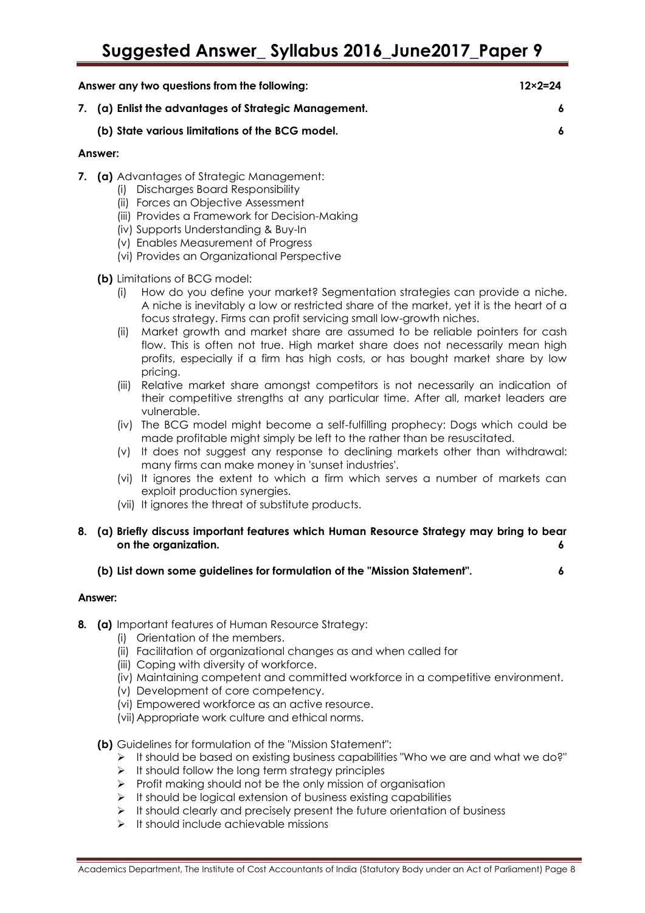**Answer any two questions from the following: 12×2=24**

**7. (a) Enlist the advantages of Strategic Management. 6**

**(b) State various limitations of the BCG model. 6**

**Answer:**

**7. (a)** Advantages of Strategic Management:

(i) Discharges Board Responsibility
(ii) Forces an Objective Assessment
(iii) Provides a Framework for Decision-Making
(iv) Supports Understanding & Buy-In
(v) Enables Measurement of Progress
(vi) Provides an Organizational Perspective

**(b)** Limitations of BCG model:

(i) How do you define your market? Segmentation strategies can provide a niche. A niche is inevitably a low or restricted share of the market, yet it is the heart of a focus strategy. Firms can profit servicing small low-growth niches.
(ii) Market growth and market share are assumed to be reliable pointers for cash flow. This is often not true. High market share does not necessarily mean high profits, especially if a firm has high costs, or has bought market share by low pricing.
(iii) Relative market share amongst competitors is not necessarily an indication of their competitive strengths at any particular time. After all, market leaders are vulnerable.
(iv) The BCG model might become a self-fulfilling prophecy: Dogs which could be made profitable might simply be left to the rather than be resuscitated.
(v) It does not suggest any response to declining markets other than withdrawal: many firms can make money in 'sunset industries'.
(vi) It ignores the extent to which a firm which serves a number of markets can exploit production synergies.
(vii) It ignores the threat of substitute products.

**8. (a) Briefly discuss important features which Human Resource Strategy may bring to bear on the organization. 6**

**(b) List down some guidelines for formulation of the "Mission Statement". 6**

**Answer:**

**8. (a)** Important features of Human Resource Strategy:

(i) Orientation of the members.
(ii) Facilitation of organizational changes as and when called for
(iii) Coping with diversity of workforce.
(iv) Maintaining competent and committed workforce in a competitive environment.
(v) Development of core competency.
(vi) Empowered workforce as an active resource.
(vii) Appropriate work culture and ethical norms.

**(b)** Guidelines for formulation of the "Mission Statement":

- It should be based on existing business capabilities "Who we are and what we do?"
- It should follow the long term strategy principles
- Profit making should not be the only mission of organisation
- It should be logical extension of business existing capabilities
- It should clearly and precisely present the future orientation of business
- It should include achievable missions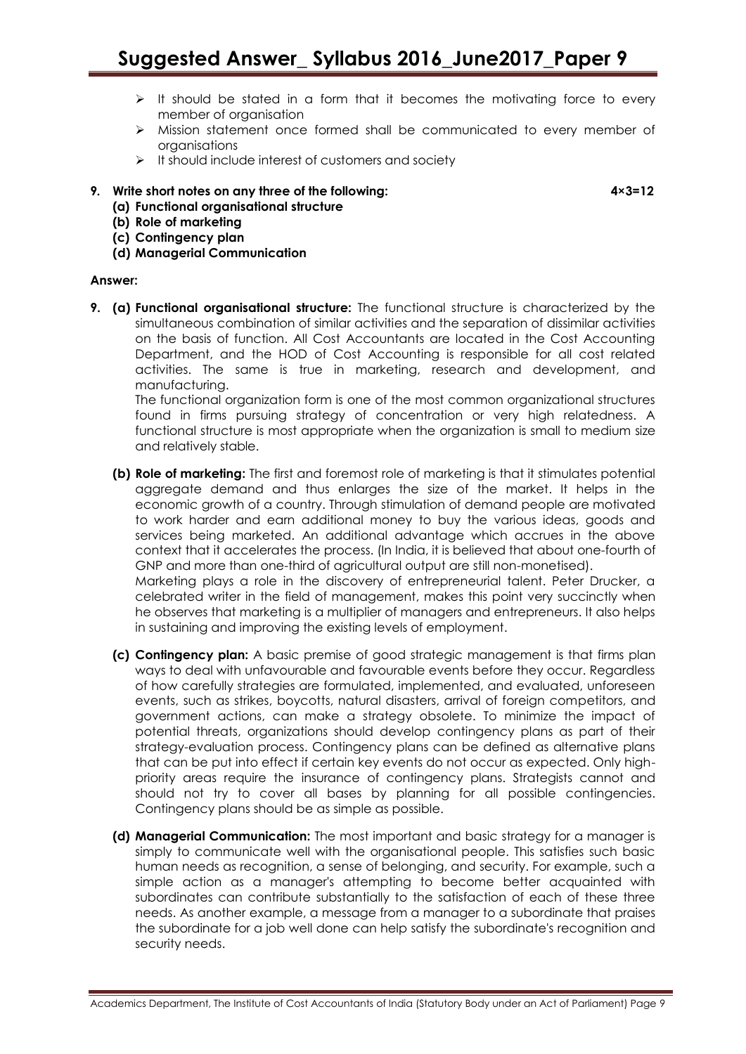- It should be stated in a form that it becomes the motivating force to every member of organisation
- Mission statement once formed shall be communicated to every member of organisations
- It should include interest of customers and society

**9. Write short notes on any three of the following: 4×3=12**

**(a) Functional organisational structure**

**(b) Role of marketing**

**(c) Contingency plan**

**(d) Managerial Communication**

**Answer:**

**9. (a) Functional organisational structure:** The functional structure is characterized by the simultaneous combination of similar activities and the separation of dissimilar activities on the basis of function. All Cost Accountants are located in the Cost Accounting Department, and the HOD of Cost Accounting is responsible for all cost related activities. The same is true in marketing, research and development, and manufacturing.

The functional organization form is one of the most common organizational structures found in firms pursuing strategy of concentration or very high relatedness. A functional structure is most appropriate when the organization is small to medium size and relatively stable.

**(b) Role of marketing:** The first and foremost role of marketing is that it stimulates potential aggregate demand and thus enlarges the size of the market. It helps in the economic growth of a country. Through stimulation of demand people are motivated to work harder and earn additional money to buy the various ideas, goods and services being marketed. An additional advantage which accrues in the above context that it accelerates the process. (In India, it is believed that about one-fourth of GNP and more than one-third of agricultural output are still non-monetised).

Marketing plays a role in the discovery of entrepreneurial talent. Peter Drucker, a celebrated writer in the field of management, makes this point very succinctly when he observes that marketing is a multiplier of managers and entrepreneurs. It also helps in sustaining and improving the existing levels of employment.

**(c) Contingency plan:** A basic premise of good strategic management is that firms plan ways to deal with unfavourable and favourable events before they occur. Regardless of how carefully strategies are formulated, implemented, and evaluated, unforeseen events, such as strikes, boycotts, natural disasters, arrival of foreign competitors, and government actions, can make a strategy obsolete. To minimize the impact of potential threats, organizations should develop contingency plans as part of their strategy-evaluation process. Contingency plans can be defined as alternative plans that can be put into effect if certain key events do not occur as expected. Only high-priority areas require the insurance of contingency plans. Strategists cannot and should not try to cover all bases by planning for all possible contingencies. Contingency plans should be as simple as possible.

**(d) Managerial Communication:** The most important and basic strategy for a manager is simply to communicate well with the organisational people. This satisfies such basic human needs as recognition, a sense of belonging, and security. For example, such a simple action as a manager's attempting to become better acquainted with subordinates can contribute substantially to the satisfaction of each of these three needs. As another example, a message from a manager to a subordinate that praises the subordinate for a job well done can help satisfy the subordinate's recognition and security needs.